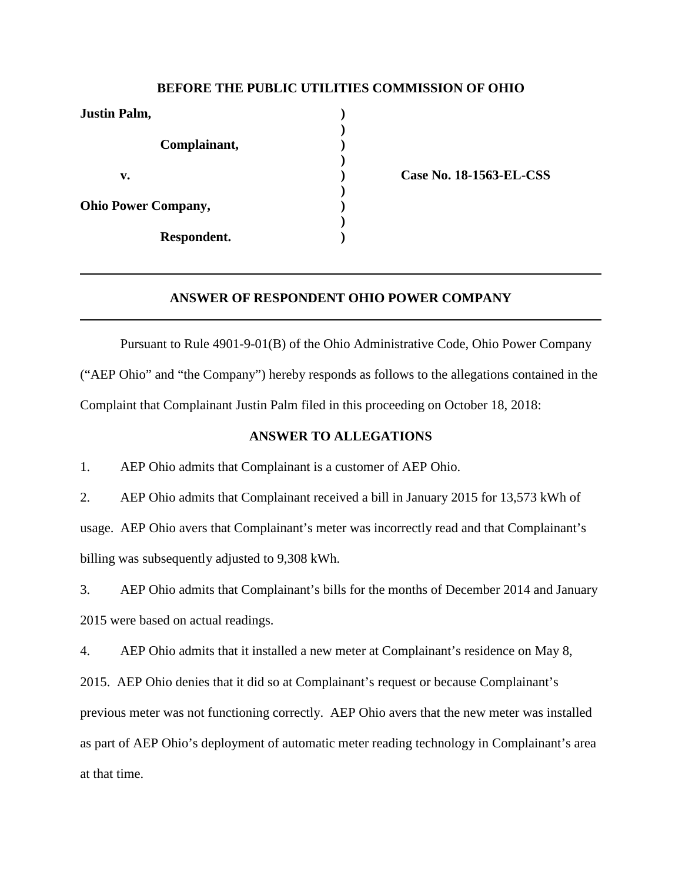**BEFORE THE PUBLIC UTILITIES COMMISSION OF OHIO**

| | | |
|---|---|---|
| **Justin Palm,** | ) | |
| | ) | |
| **Complainant,** | ) | |
| | ) | |
| **v.** | ) | **Case No. 18-1563-EL-CSS** |
| | ) | |
| **Ohio Power Company,** | ) | |
| | ) | |
| **Respondent.** | ) | |

---

## ANSWER OF RESPONDENT OHIO POWER COMPANY

---

Pursuant to Rule 4901-9-01(B) of the Ohio Administrative Code, Ohio Power Company ("AEP Ohio" and "the Company") hereby responds as follows to the allegations contained in the Complaint that Complainant Justin Palm filed in this proceeding on October 18, 2018:

### ANSWER TO ALLEGATIONS

1. AEP Ohio admits that Complainant is a customer of AEP Ohio.

2. AEP Ohio admits that Complainant received a bill in January 2015 for 13,573 kWh of usage. AEP Ohio avers that Complainant's meter was incorrectly read and that Complainant's billing was subsequently adjusted to 9,308 kWh.

3. AEP Ohio admits that Complainant's bills for the months of December 2014 and January 2015 were based on actual readings.

4. AEP Ohio admits that it installed a new meter at Complainant's residence on May 8, 2015. AEP Ohio denies that it did so at Complainant's request or because Complainant's previous meter was not functioning correctly. AEP Ohio avers that the new meter was installed as part of AEP Ohio's deployment of automatic meter reading technology in Complainant's area at that time.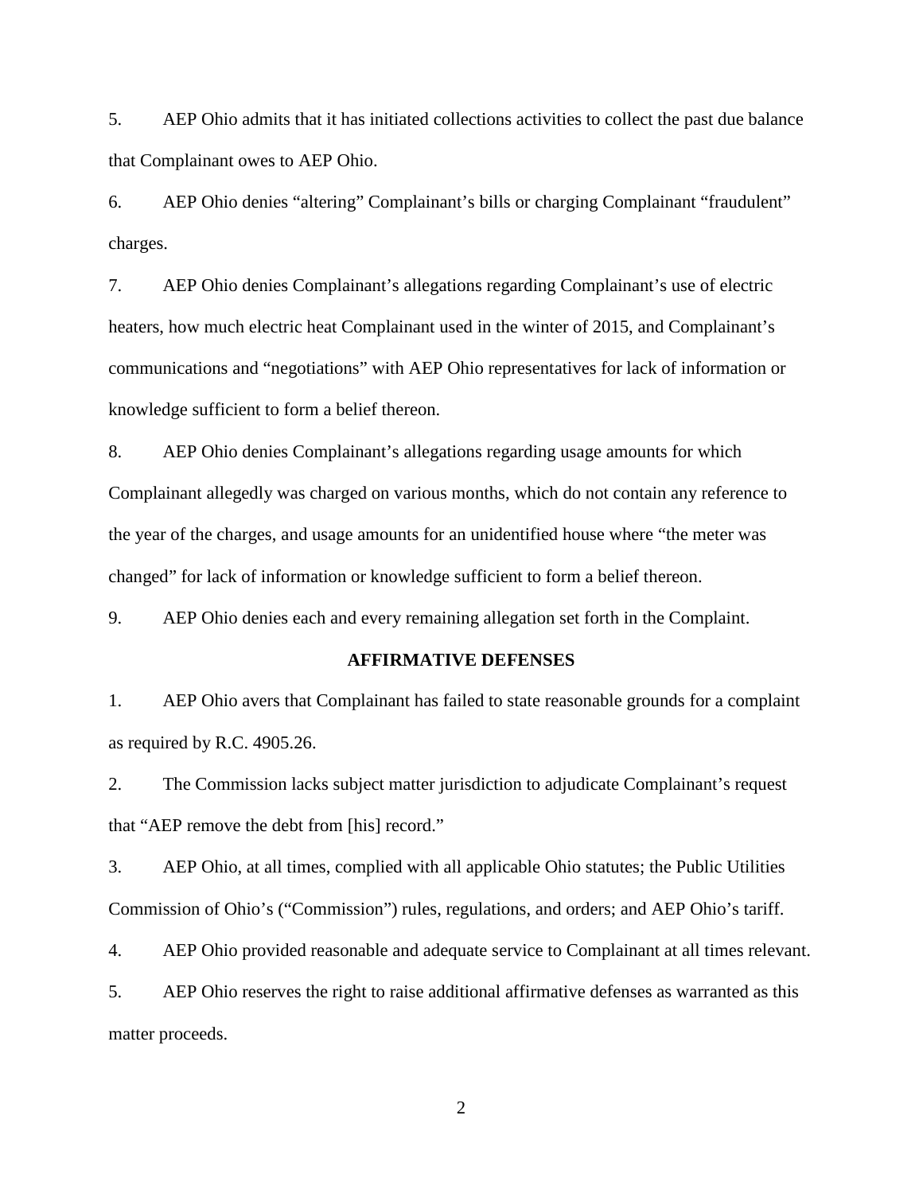5. AEP Ohio admits that it has initiated collections activities to collect the past due balance that Complainant owes to AEP Ohio.

6. AEP Ohio denies "altering" Complainant's bills or charging Complainant "fraudulent" charges.

7. AEP Ohio denies Complainant's allegations regarding Complainant's use of electric heaters, how much electric heat Complainant used in the winter of 2015, and Complainant's communications and "negotiations" with AEP Ohio representatives for lack of information or knowledge sufficient to form a belief thereon.

8. AEP Ohio denies Complainant's allegations regarding usage amounts for which Complainant allegedly was charged on various months, which do not contain any reference to the year of the charges, and usage amounts for an unidentified house where "the meter was changed" for lack of information or knowledge sufficient to form a belief thereon.

9. AEP Ohio denies each and every remaining allegation set forth in the Complaint.

**AFFIRMATIVE DEFENSES**

1. AEP Ohio avers that Complainant has failed to state reasonable grounds for a complaint as required by R.C. 4905.26.

2. The Commission lacks subject matter jurisdiction to adjudicate Complainant's request that "AEP remove the debt from [his] record."

3. AEP Ohio, at all times, complied with all applicable Ohio statutes; the Public Utilities Commission of Ohio's ("Commission") rules, regulations, and orders; and AEP Ohio's tariff.

4. AEP Ohio provided reasonable and adequate service to Complainant at all times relevant.

5. AEP Ohio reserves the right to raise additional affirmative defenses as warranted as this matter proceeds.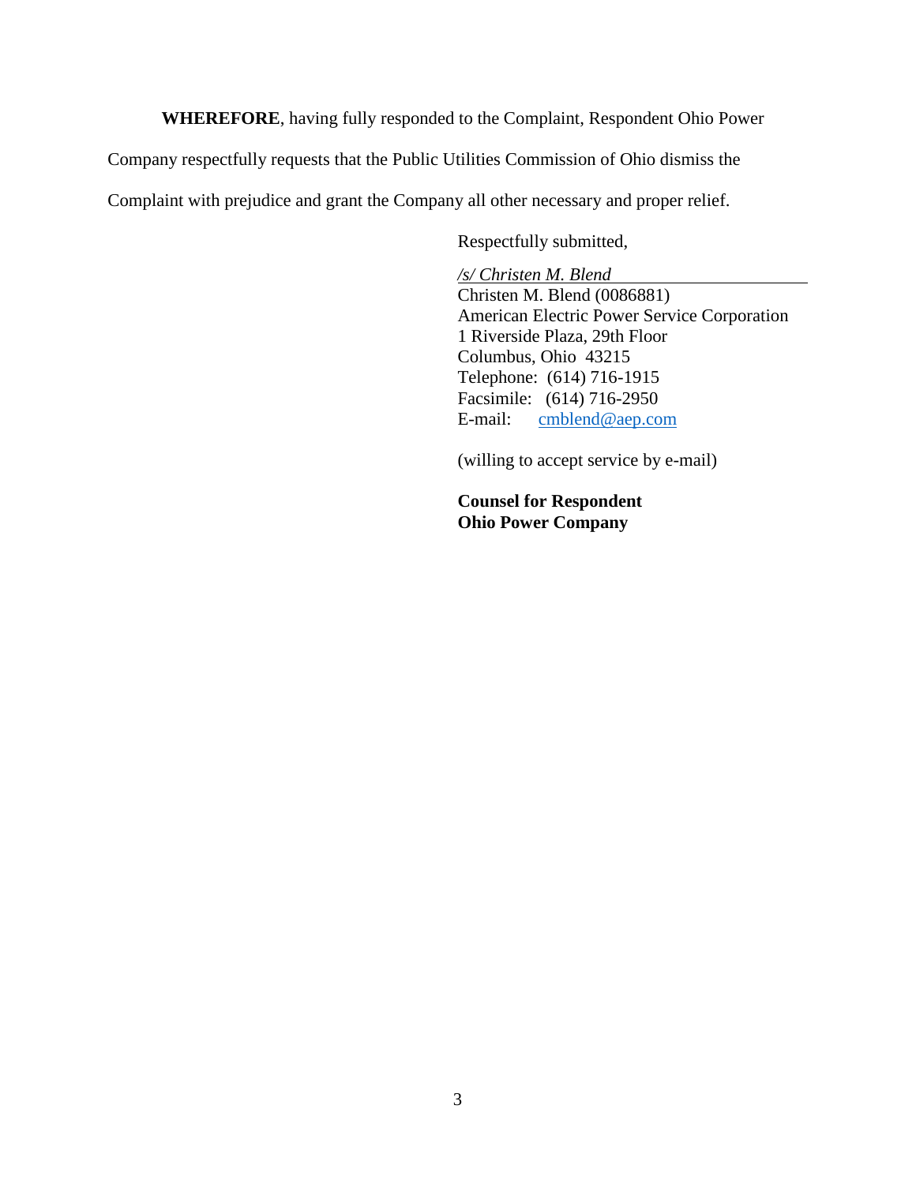**WHEREFORE**, having fully responded to the Complaint, Respondent Ohio Power Company respectfully requests that the Public Utilities Commission of Ohio dismiss the Complaint with prejudice and grant the Company all other necessary and proper relief.

Respectfully submitted,

*/s/ Christen M. Blend*
Christen M. Blend (0086881)
American Electric Power Service Corporation
1 Riverside Plaza, 29th Floor
Columbus, Ohio 43215
Telephone: (614) 716-1915
Facsimile: (614) 716-2950
E-mail: cmblend@aep.com

(willing to accept service by e-mail)

**Counsel for Respondent**
**Ohio Power Company**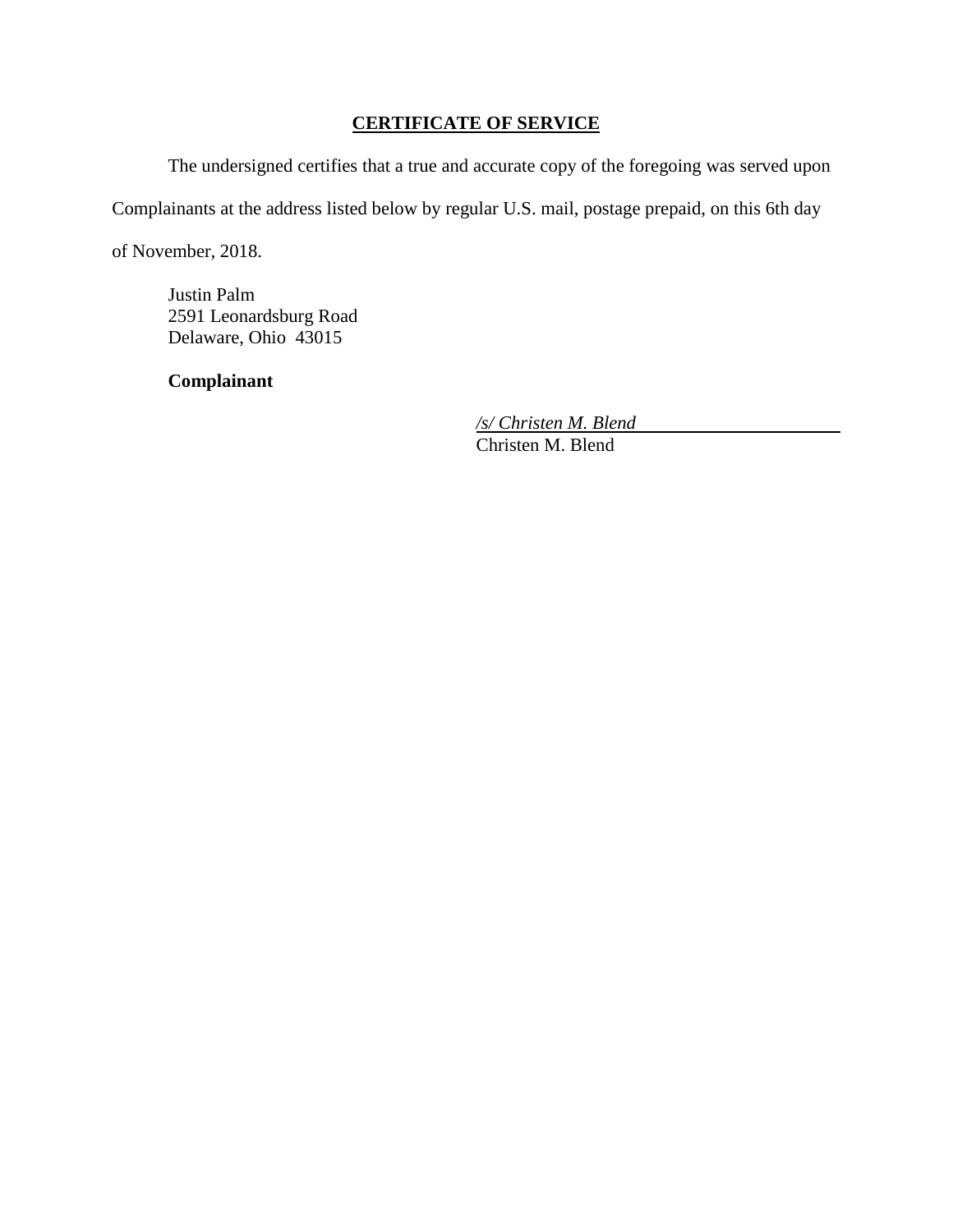## CERTIFICATE OF SERVICE

The undersigned certifies that a true and accurate copy of the foregoing was served upon Complainants at the address listed below by regular U.S. mail, postage prepaid, on this 6th day of November, 2018.

Justin Palm
2591 Leonardsburg Road
Delaware, Ohio 43015

**Complainant**

*/s/ Christen M. Blend*
Christen M. Blend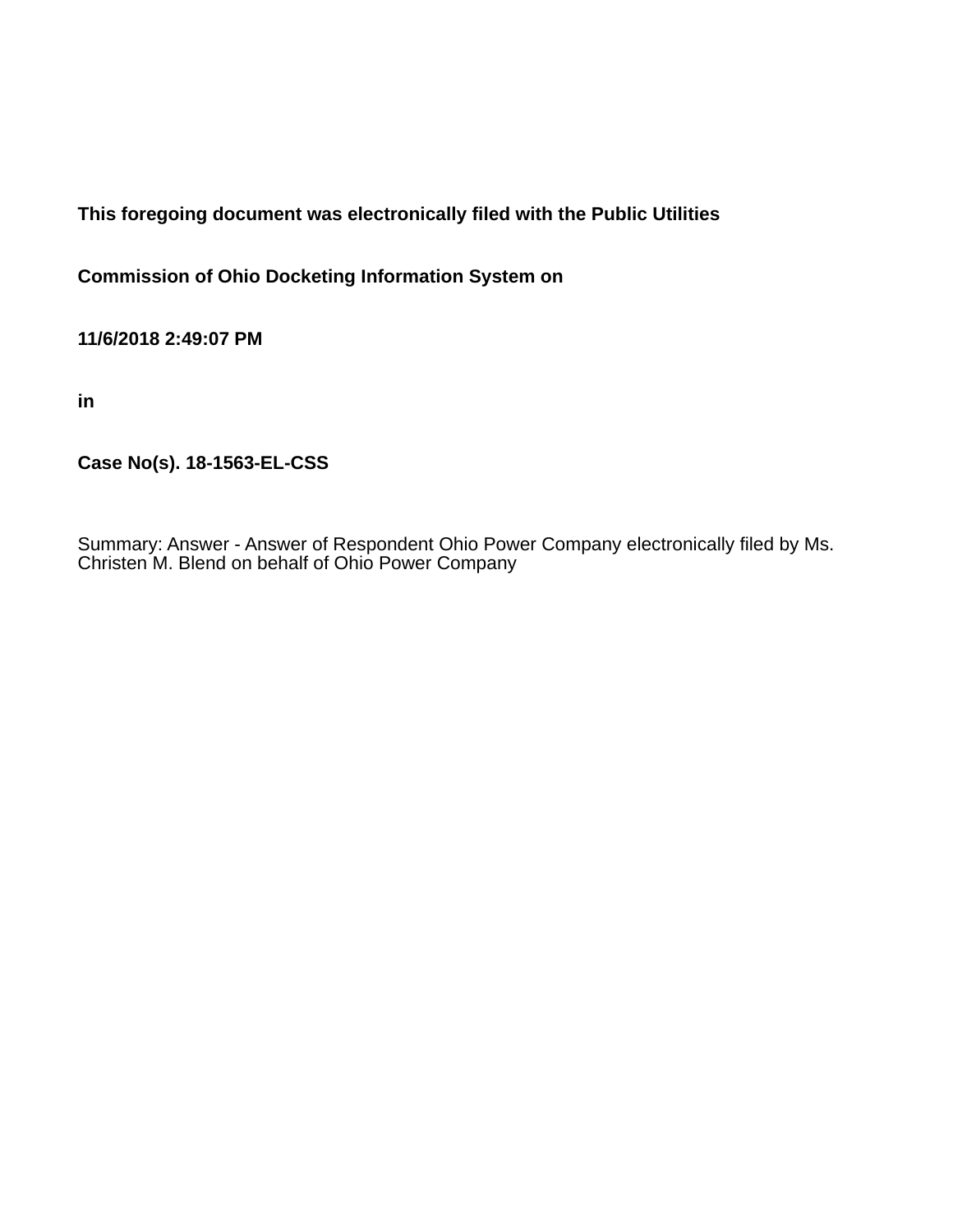**This foregoing document was electronically filed with the Public Utilities**

**Commission of Ohio Docketing Information System on**

**11/6/2018 2:49:07 PM**

**in**

**Case No(s). 18-1563-EL-CSS**

Summary: Answer - Answer of Respondent Ohio Power Company electronically filed by Ms. Christen M. Blend on behalf of Ohio Power Company